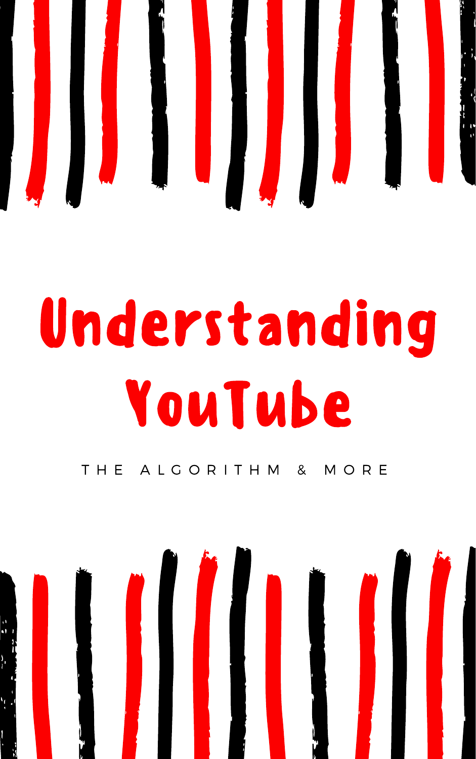# Understanding YouTube

THE ALGORITHM & MORE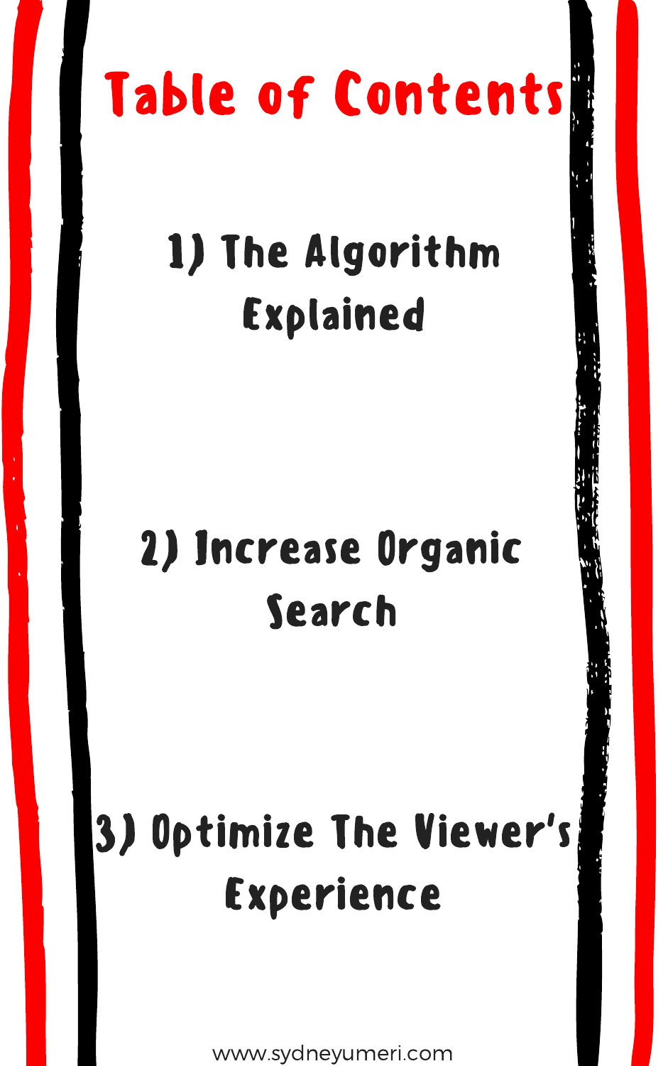# Table of Contents

1) The Algorithm Explained

2) Increase Organic Search

3) Optimize The Viewer's Experience

www.sydneyumeri.com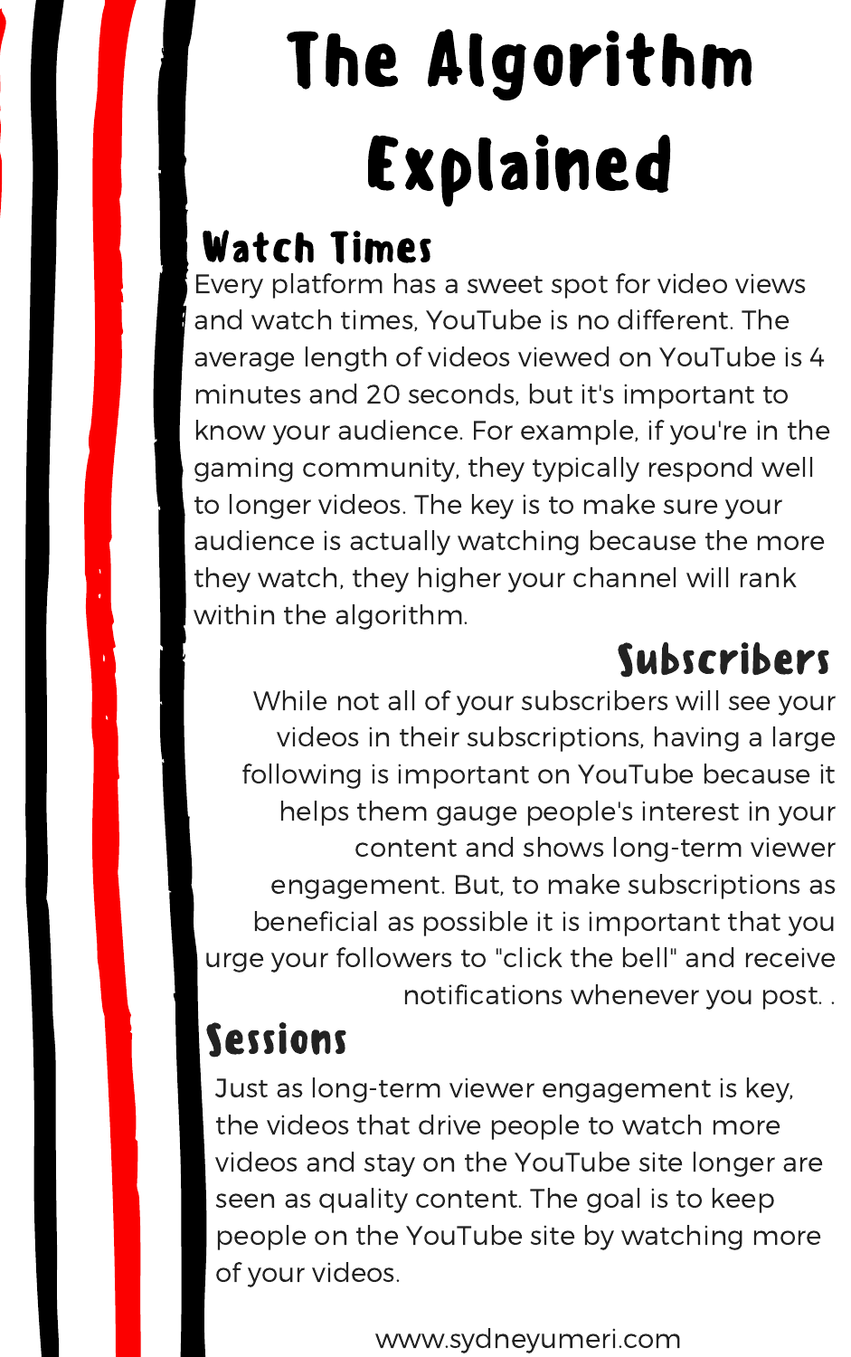# The Algorithm Explained

## Watch Times

Every platform has a sweet spot for video views and watch times, YouTube is no different. The average length of videos viewed on YouTube is 4 minutes and 20 seconds, but it's important to know your audience. For example, if you're in the gaming community, they typically respond well to longer videos. The key is to make sure your audience is actually watching because the more they watch, they higher your channel will rank within the algorithm.

## Subscribers

While not all of your subscribers will see your videos in their subscriptions, having a large following is important on YouTube because it helps them gauge people's interest in your content and shows long-term viewer engagement. But, to make subscriptions as beneficial as possible it is important that you urge your followers to "click the bell" and receive notifications whenever you post. .

## Sessions

Just as long-term viewer engagement is key, the videos that drive people to watch more videos and stay on the YouTube site longer are seen as quality content. The goal is to keep people on the YouTube site by watching more of your videos.

www.sydneyumeri.com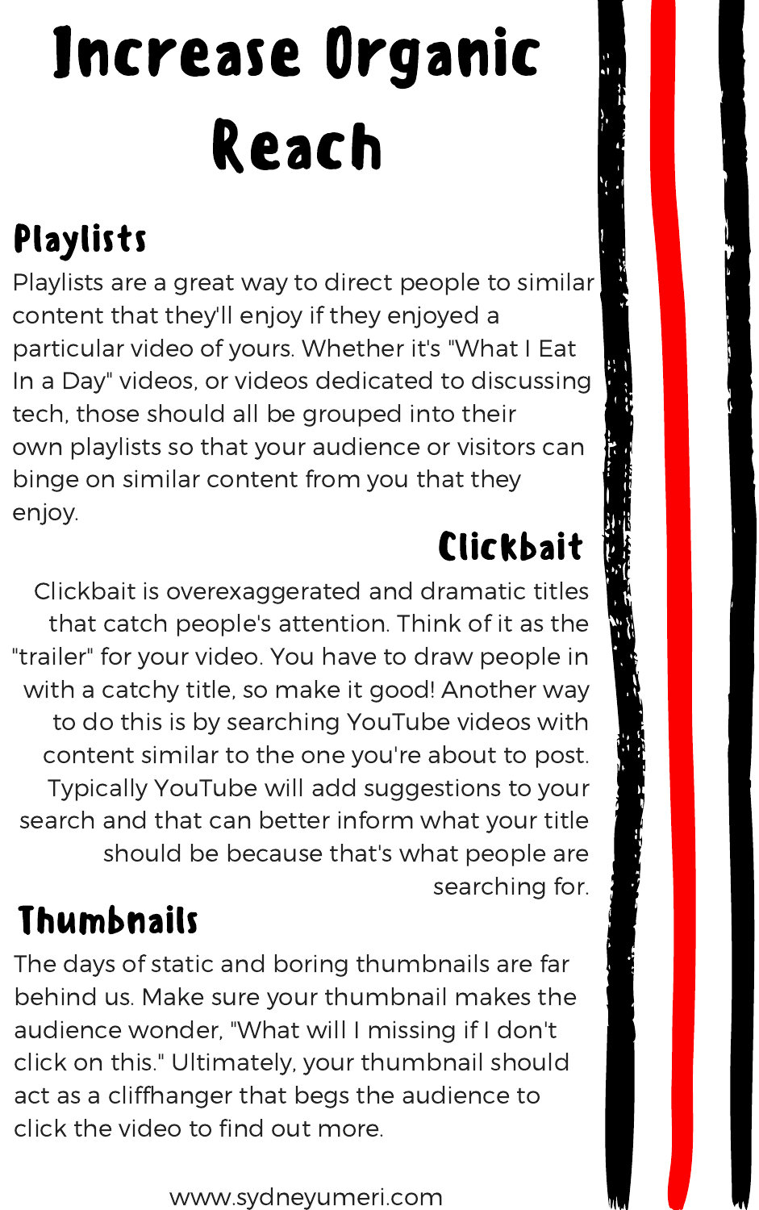# Increase Organic Reach

## Playlists

Playlists are a great way to direct people to similar content that they'll enjoy if they enjoyed a particular video of yours. Whether it's "What I Eat In a Day" videos, or videos dedicated to discussing tech, those should all be grouped into their own playlists so that your audience or visitors can binge on similar content from you that they enjoy.

## Clickbait

Clickbait is overexaggerated and dramatic titles that catch people's attention. Think of it as the "trailer" for your video. You have to draw people in with a catchy title, so make it good! Another way to do this is by searching YouTube videos with content similar to the one you're about to post. Typically YouTube will add suggestions to your search and that can better inform what your title should be because that's what people are searching for.

## Thumbnails

The days of static and boring thumbnails are far behind us. Make sure your thumbnail makes the audience wonder, "What will I missing if I don't click on this." Ultimately, your thumbnail should act as a cliffhanger that begs the audience to click the video to find out more.

www.sydneyumeri.com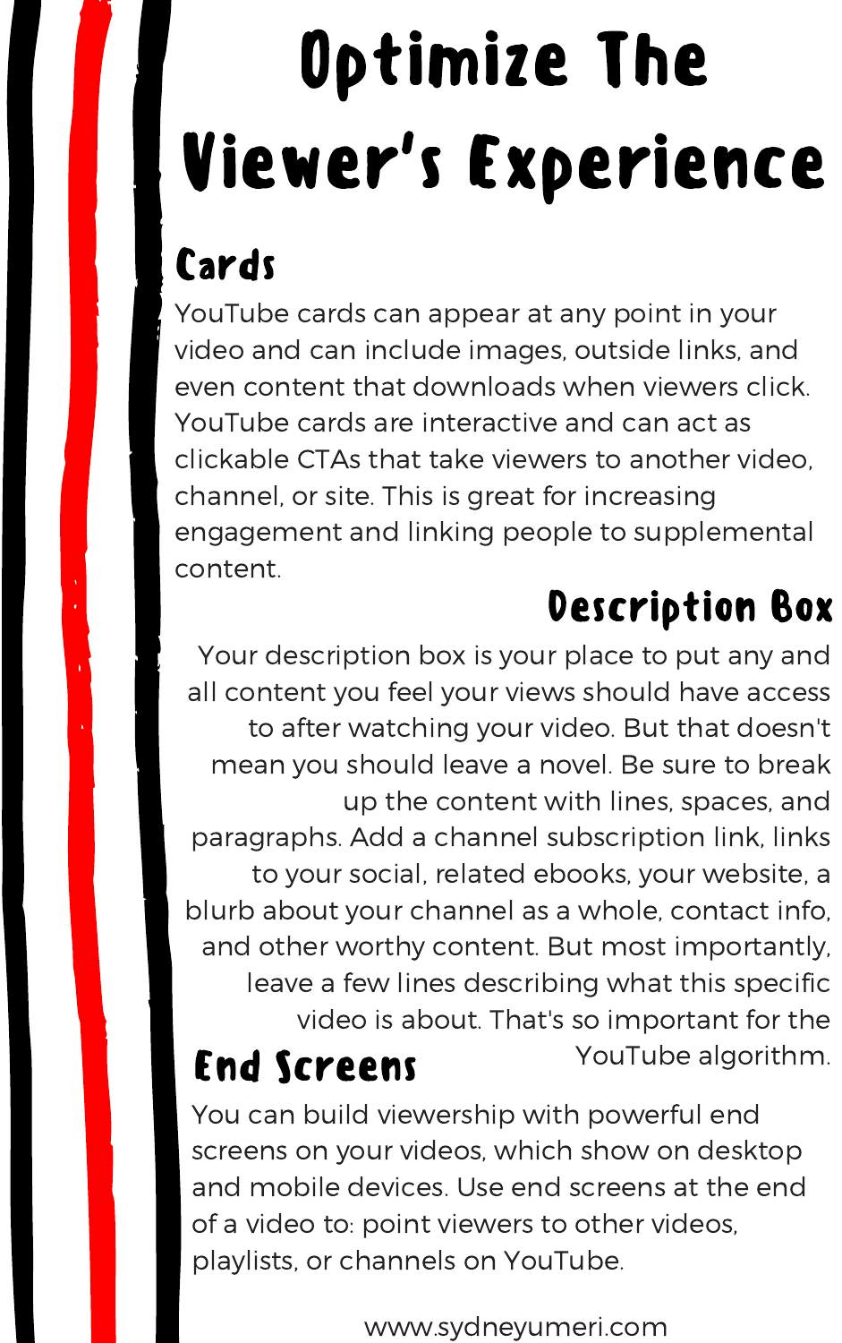# Optimize The Viewer's Experience

## Cards

YouTube cards can appear at any point in your video and can include images, outside links, and even content that downloads when viewers click. YouTube cards are interactive and can act as clickable CTAs that take viewers to another video, channel, or site. This is great for increasing engagement and linking people to supplemental content.

## Description Box

Your description box is your place to put any and all content you feel your views should have access to after watching your video. But that doesn't mean you should leave a novel. Be sure to break up the content with lines, spaces, and paragraphs. Add a channel subscription link, links to your social, related ebooks, your website, a blurb about your channel as a whole, contact info, and other worthy content. But most importantly, leave a few lines describing what this specific video is about. That's so important for the YouTube algorithm.

## End Screens

You can build viewership with powerful end screens on your videos, which show on desktop and mobile devices. Use end screens at the end of a video to: point viewers to other videos, playlists, or channels on YouTube.

www.sydneyumeri.com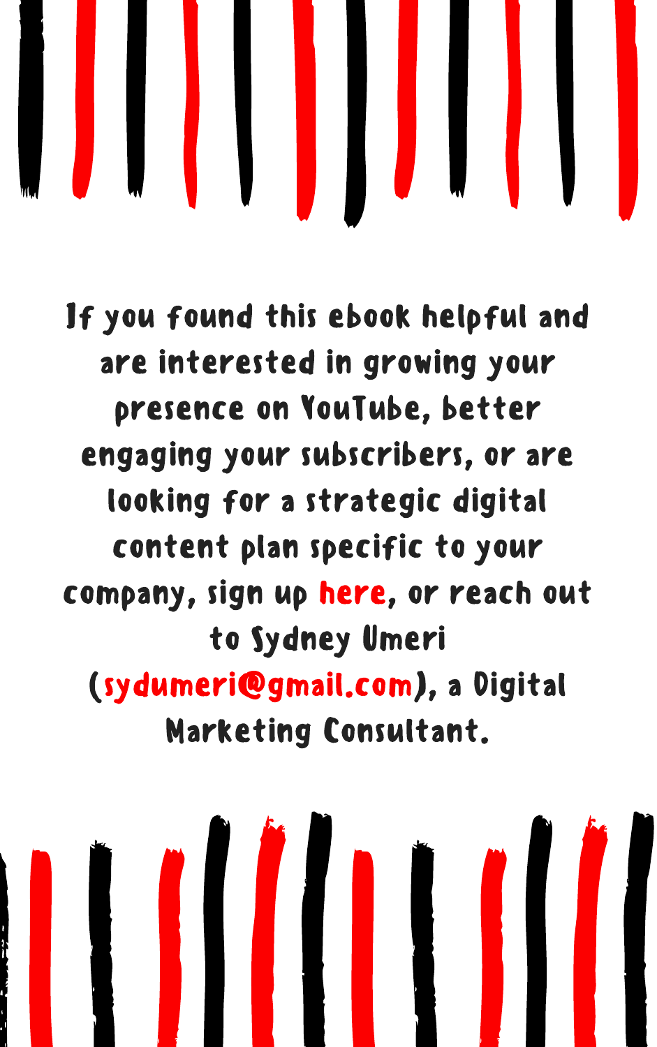If you found this ebook helpful and are interested in growing your presence on YouTube, better engaging your subscribers, or are looking for a strategic digital content plan specific to your company, sign up here, or reach out to Sydney Umeri (sydumeri@gmail.com), a Digital Marketing Consultant.